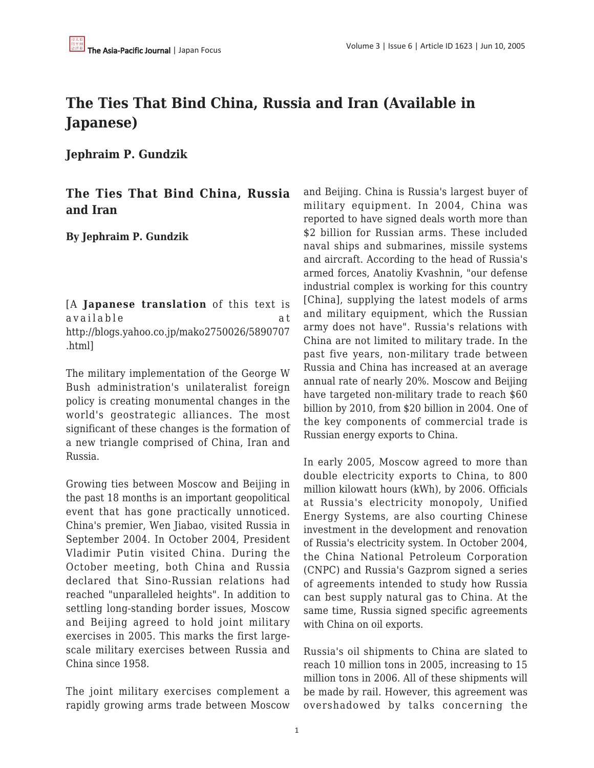# The Ties That Bind China, Russia and Iran (Available in Japanese)

**Jephraim P. Gundzik**

## The Ties That Bind China, Russia and Iran

**By Jephraim P. Gundzik**

[A **Japanese translation** of this text is available at http://blogs.yahoo.co.jp/mako2750026/5890707.html]

The military implementation of the George W Bush administration's unilateralist foreign policy is creating monumental changes in the world's geostrategic alliances. The most significant of these changes is the formation of a new triangle comprised of China, Iran and Russia.

Growing ties between Moscow and Beijing in the past 18 months is an important geopolitical event that has gone practically unnoticed. China's premier, Wen Jiabao, visited Russia in September 2004. In October 2004, President Vladimir Putin visited China. During the October meeting, both China and Russia declared that Sino-Russian relations had reached "unparalleled heights". In addition to settling long-standing border issues, Moscow and Beijing agreed to hold joint military exercises in 2005. This marks the first large-scale military exercises between Russia and China since 1958.

The joint military exercises complement a rapidly growing arms trade between Moscow and Beijing. China is Russia's largest buyer of military equipment. In 2004, China was reported to have signed deals worth more than $2 billion for Russian arms. These included naval ships and submarines, missile systems and aircraft. According to the head of Russia's armed forces, Anatoliy Kvashnin, "our defense industrial complex is working for this country [China], supplying the latest models of arms and military equipment, which the Russian army does not have". Russia's relations with China are not limited to military trade. In the past five years, non-military trade between Russia and China has increased at an average annual rate of nearly 20%. Moscow and Beijing have targeted non-military trade to reach $60 billion by 2010, from $20 billion in 2004. One of the key components of commercial trade is Russian energy exports to China.

In early 2005, Moscow agreed to more than double electricity exports to China, to 800 million kilowatt hours (kWh), by 2006. Officials at Russia's electricity monopoly, Unified Energy Systems, are also courting Chinese investment in the development and renovation of Russia's electricity system. In October 2004, the China National Petroleum Corporation (CNPC) and Russia's Gazprom signed a series of agreements intended to study how Russia can best supply natural gas to China. At the same time, Russia signed specific agreements with China on oil exports.

Russia's oil shipments to China are slated to reach 10 million tons in 2005, increasing to 15 million tons in 2006. All of these shipments will be made by rail. However, this agreement was overshadowed by talks concerning the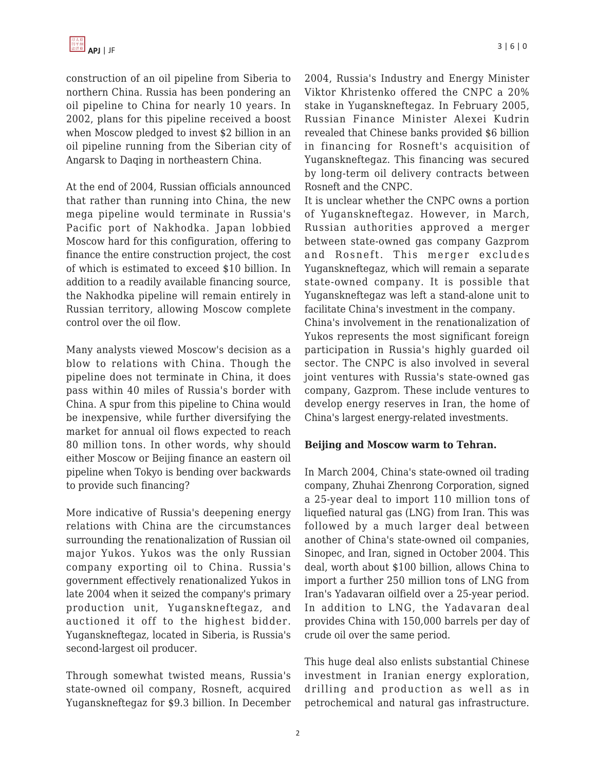construction of an oil pipeline from Siberia to northern China. Russia has been pondering an oil pipeline to China for nearly 10 years. In 2002, plans for this pipeline received a boost when Moscow pledged to invest $2 billion in an oil pipeline running from the Siberian city of Angarsk to Daqing in northeastern China.

At the end of 2004, Russian officials announced that rather than running into China, the new mega pipeline would terminate in Russia's Pacific port of Nakhodka. Japan lobbied Moscow hard for this configuration, offering to finance the entire construction project, the cost of which is estimated to exceed $10 billion. In addition to a readily available financing source, the Nakhodka pipeline will remain entirely in Russian territory, allowing Moscow complete control over the oil flow.

Many analysts viewed Moscow's decision as a blow to relations with China. Though the pipeline does not terminate in China, it does pass within 40 miles of Russia's border with China. A spur from this pipeline to China would be inexpensive, while further diversifying the market for annual oil flows expected to reach 80 million tons. In other words, why should either Moscow or Beijing finance an eastern oil pipeline when Tokyo is bending over backwards to provide such financing?

More indicative of Russia's deepening energy relations with China are the circumstances surrounding the renationalization of Russian oil major Yukos. Yukos was the only Russian company exporting oil to China. Russia's government effectively renationalized Yukos in late 2004 when it seized the company's primary production unit, Yuganskneftegaz, and auctioned it off to the highest bidder. Yuganskneftegaz, located in Siberia, is Russia's second-largest oil producer.

Through somewhat twisted means, Russia's state-owned oil company, Rosneft, acquired Yuganskneftegaz for $9.3 billion. In December 2004, Russia's Industry and Energy Minister Viktor Khristenko offered the CNPC a 20% stake in Yuganskneftegaz. In February 2005, Russian Finance Minister Alexei Kudrin revealed that Chinese banks provided $6 billion in financing for Rosneft's acquisition of Yuganskneftegaz. This financing was secured by long-term oil delivery contracts between Rosneft and the CNPC.

It is unclear whether the CNPC owns a portion of Yuganskneftegaz. However, in March, Russian authorities approved a merger between state-owned gas company Gazprom and Rosneft. This merger excludes Yuganskneftegaz, which will remain a separate state-owned company. It is possible that Yuganskneftegaz was left a stand-alone unit to facilitate China's investment in the company.

China's involvement in the renationalization of Yukos represents the most significant foreign participation in Russia's highly guarded oil sector. The CNPC is also involved in several joint ventures with Russia's state-owned gas company, Gazprom. These include ventures to develop energy reserves in Iran, the home of China's largest energy-related investments.

**Beijing and Moscow warm to Tehran.**

In March 2004, China's state-owned oil trading company, Zhuhai Zhenrong Corporation, signed a 25-year deal to import 110 million tons of liquefied natural gas (LNG) from Iran. This was followed by a much larger deal between another of China's state-owned oil companies, Sinopec, and Iran, signed in October 2004. This deal, worth about $100 billion, allows China to import a further 250 million tons of LNG from Iran's Yadavaran oilfield over a 25-year period. In addition to LNG, the Yadavaran deal provides China with 150,000 barrels per day of crude oil over the same period.

This huge deal also enlists substantial Chinese investment in Iranian energy exploration, drilling and production as well as in petrochemical and natural gas infrastructure.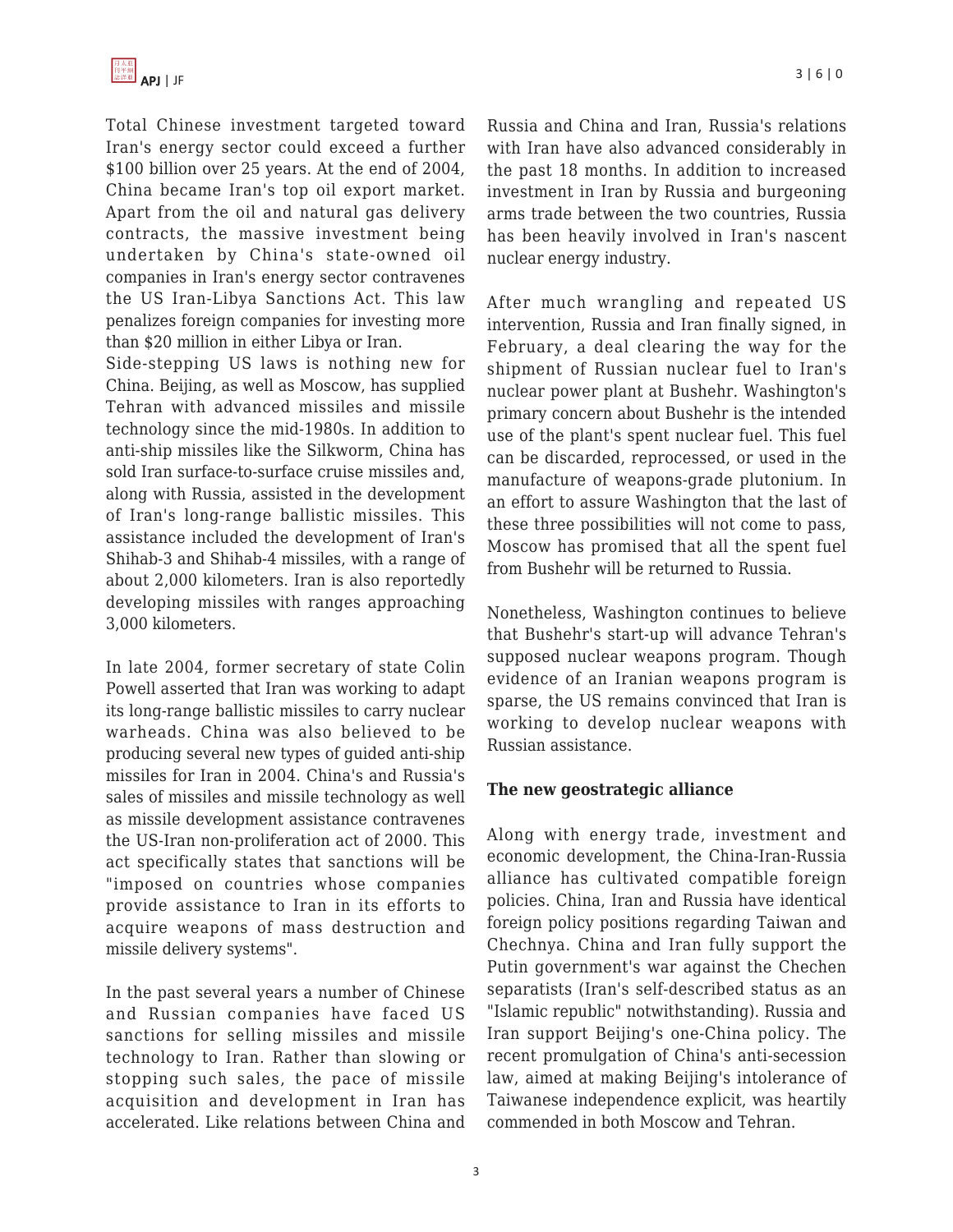Total Chinese investment targeted toward Iran's energy sector could exceed a further $100 billion over 25 years. At the end of 2004, China became Iran's top oil export market. Apart from the oil and natural gas delivery contracts, the massive investment being undertaken by China's state-owned oil companies in Iran's energy sector contravenes the US Iran-Libya Sanctions Act. This law penalizes foreign companies for investing more than $20 million in either Libya or Iran.

Side-stepping US laws is nothing new for China. Beijing, as well as Moscow, has supplied Tehran with advanced missiles and missile technology since the mid-1980s. In addition to anti-ship missiles like the Silkworm, China has sold Iran surface-to-surface cruise missiles and, along with Russia, assisted in the development of Iran's long-range ballistic missiles. This assistance included the development of Iran's Shihab-3 and Shihab-4 missiles, with a range of about 2,000 kilometers. Iran is also reportedly developing missiles with ranges approaching 3,000 kilometers.

In late 2004, former secretary of state Colin Powell asserted that Iran was working to adapt its long-range ballistic missiles to carry nuclear warheads. China was also believed to be producing several new types of guided anti-ship missiles for Iran in 2004. China's and Russia's sales of missiles and missile technology as well as missile development assistance contravenes the US-Iran non-proliferation act of 2000. This act specifically states that sanctions will be "imposed on countries whose companies provide assistance to Iran in its efforts to acquire weapons of mass destruction and missile delivery systems".

In the past several years a number of Chinese and Russian companies have faced US sanctions for selling missiles and missile technology to Iran. Rather than slowing or stopping such sales, the pace of missile acquisition and development in Iran has accelerated. Like relations between China and Russia and China and Iran, Russia's relations with Iran have also advanced considerably in the past 18 months. In addition to increased investment in Iran by Russia and burgeoning arms trade between the two countries, Russia has been heavily involved in Iran's nascent nuclear energy industry.

After much wrangling and repeated US intervention, Russia and Iran finally signed, in February, a deal clearing the way for the shipment of Russian nuclear fuel to Iran's nuclear power plant at Bushehr. Washington's primary concern about Bushehr is the intended use of the plant's spent nuclear fuel. This fuel can be discarded, reprocessed, or used in the manufacture of weapons-grade plutonium. In an effort to assure Washington that the last of these three possibilities will not come to pass, Moscow has promised that all the spent fuel from Bushehr will be returned to Russia.

Nonetheless, Washington continues to believe that Bushehr's start-up will advance Tehran's supposed nuclear weapons program. Though evidence of an Iranian weapons program is sparse, the US remains convinced that Iran is working to develop nuclear weapons with Russian assistance.

**The new geostrategic alliance**

Along with energy trade, investment and economic development, the China-Iran-Russia alliance has cultivated compatible foreign policies. China, Iran and Russia have identical foreign policy positions regarding Taiwan and Chechnya. China and Iran fully support the Putin government's war against the Chechen separatists (Iran's self-described status as an "Islamic republic" notwithstanding). Russia and Iran support Beijing's one-China policy. The recent promulgation of China's anti-secession law, aimed at making Beijing's intolerance of Taiwanese independence explicit, was heartily commended in both Moscow and Tehran.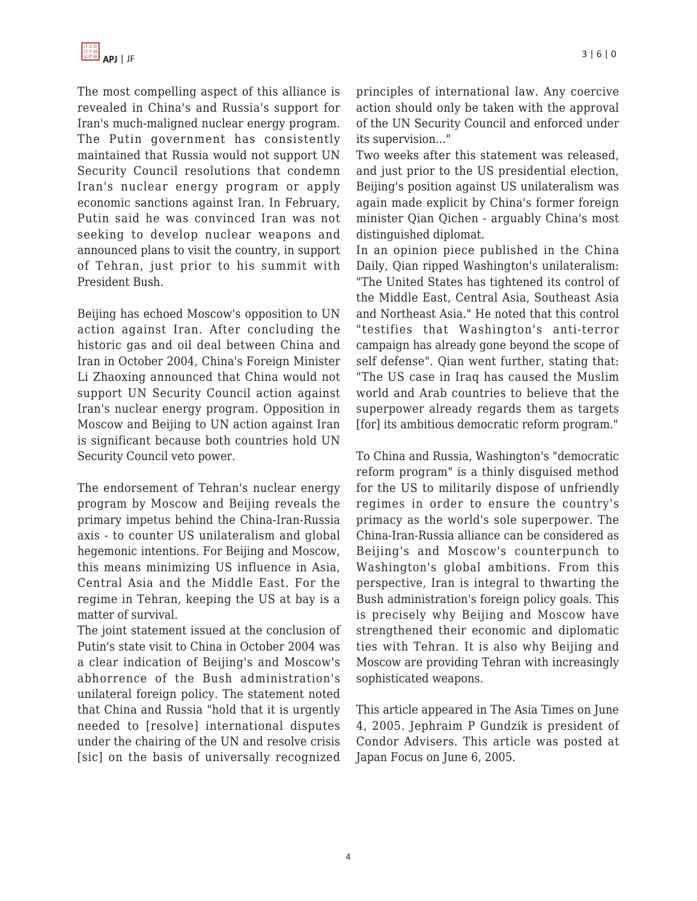The most compelling aspect of this alliance is revealed in China's and Russia's support for Iran's much-maligned nuclear energy program. The Putin government has consistently maintained that Russia would not support UN Security Council resolutions that condemn Iran's nuclear energy program or apply economic sanctions against Iran. In February, Putin said he was convinced Iran was not seeking to develop nuclear weapons and announced plans to visit the country, in support of Tehran, just prior to his summit with President Bush.

Beijing has echoed Moscow's opposition to UN action against Iran. After concluding the historic gas and oil deal between China and Iran in October 2004, China's Foreign Minister Li Zhaoxing announced that China would not support UN Security Council action against Iran's nuclear energy program. Opposition in Moscow and Beijing to UN action against Iran is significant because both countries hold UN Security Council veto power.

The endorsement of Tehran's nuclear energy program by Moscow and Beijing reveals the primary impetus behind the China-Iran-Russia axis - to counter US unilateralism and global hegemonic intentions. For Beijing and Moscow, this means minimizing US influence in Asia, Central Asia and the Middle East. For the regime in Tehran, keeping the US at bay is a matter of survival.

The joint statement issued at the conclusion of Putin's state visit to China in October 2004 was a clear indication of Beijing's and Moscow's abhorrence of the Bush administration's unilateral foreign policy. The statement noted that China and Russia "hold that it is urgently needed to [resolve] international disputes under the chairing of the UN and resolve crisis [sic] on the basis of universally recognized principles of international law. Any coercive action should only be taken with the approval of the UN Security Council and enforced under its supervision..."

Two weeks after this statement was released, and just prior to the US presidential election, Beijing's position against US unilateralism was again made explicit by China's former foreign minister Qian Qichen - arguably China's most distinguished diplomat.

In an opinion piece published in the China Daily, Qian ripped Washington's unilateralism: "The United States has tightened its control of the Middle East, Central Asia, Southeast Asia and Northeast Asia." He noted that this control "testifies that Washington's anti-terror campaign has already gone beyond the scope of self defense". Qian went further, stating that: "The US case in Iraq has caused the Muslim world and Arab countries to believe that the superpower already regards them as targets [for] its ambitious democratic reform program."

To China and Russia, Washington's "democratic reform program" is a thinly disguised method for the US to militarily dispose of unfriendly regimes in order to ensure the country's primacy as the world's sole superpower. The China-Iran-Russia alliance can be considered as Beijing's and Moscow's counterpunch to Washington's global ambitions. From this perspective, Iran is integral to thwarting the Bush administration's foreign policy goals. This is precisely why Beijing and Moscow have strengthened their economic and diplomatic ties with Tehran. It is also why Beijing and Moscow are providing Tehran with increasingly sophisticated weapons.

This article appeared in The Asia Times on June 4, 2005. Jephraim P Gundzik is president of Condor Advisers. This article was posted at Japan Focus on June 6, 2005.